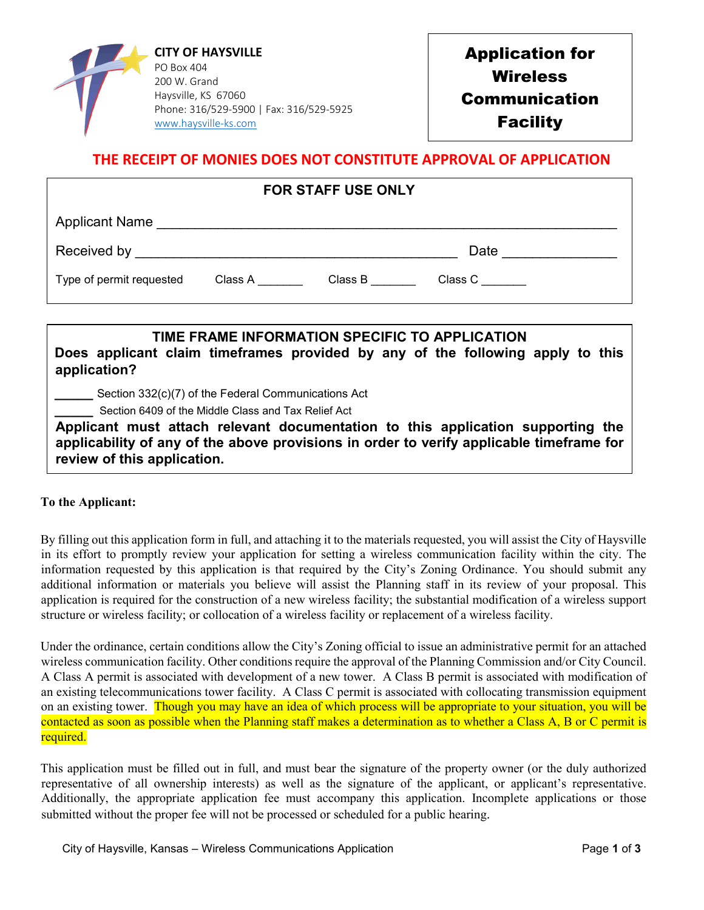**CITY OF HAYSVILLE**
PO Box 404
200 W. Grand
Haysville, KS 67060
Phone: 316/529-5900 | Fax: 316/529-5925
www.haysville-ks.com

# Application for Wireless Communication Facility

**THE RECEIPT OF MONIES DOES NOT CONSTITUTE APPROVAL OF APPLICATION**

**FOR STAFF USE ONLY**

Applicant Name ____________________________________________

Received by ______________________________ Date ______________

Type of permit requested Class A _______ Class B _______ Class C _______

**TIME FRAME INFORMATION SPECIFIC TO APPLICATION**

**Does applicant claim timeframes provided by any of the following apply to this application?**

______ Section 332(c)(7) of the Federal Communications Act

______ Section 6409 of the Middle Class and Tax Relief Act

**Applicant must attach relevant documentation to this application supporting the applicability of any of the above provisions in order to verify applicable timeframe for review of this application.**

**To the Applicant:**

By filling out this application form in full, and attaching it to the materials requested, you will assist the City of Haysville in its effort to promptly review your application for setting a wireless communication facility within the city. The information requested by this application is that required by the City's Zoning Ordinance. You should submit any additional information or materials you believe will assist the Planning staff in its review of your proposal. This application is required for the construction of a new wireless facility; the substantial modification of a wireless support structure or wireless facility; or collocation of a wireless facility or replacement of a wireless facility.

Under the ordinance, certain conditions allow the City's Zoning official to issue an administrative permit for an attached wireless communication facility. Other conditions require the approval of the Planning Commission and/or City Council. A Class A permit is associated with development of a new tower. A Class B permit is associated with modification of an existing telecommunications tower facility. A Class C permit is associated with collocating transmission equipment on an existing tower. Though you may have an idea of which process will be appropriate to your situation, you will be contacted as soon as possible when the Planning staff makes a determination as to whether a Class A, B or C permit is required.

This application must be filled out in full, and must bear the signature of the property owner (or the duly authorized representative of all ownership interests) as well as the signature of the applicant, or applicant's representative. Additionally, the appropriate application fee must accompany this application. Incomplete applications or those submitted without the proper fee will not be processed or scheduled for a public hearing.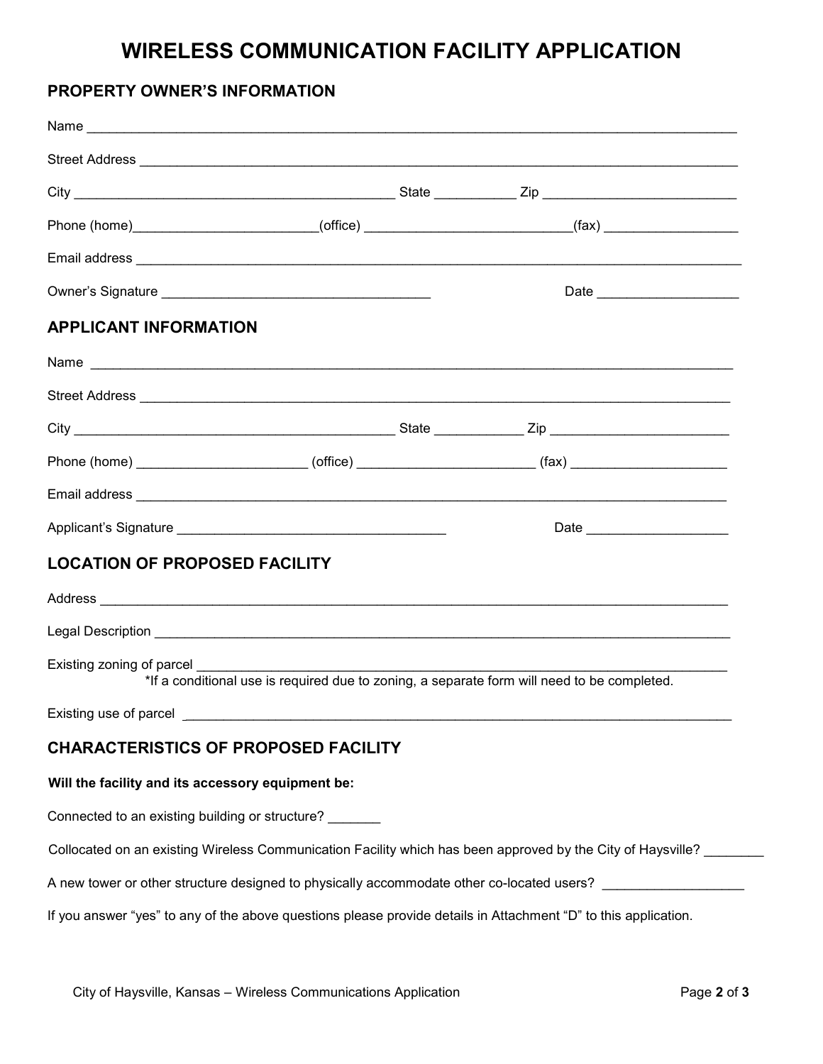# WIRELESS COMMUNICATION FACILITY APPLICATION

## PROPERTY OWNER'S INFORMATION

Name ________________________________________________________________________________________

Street Address __________________________________________________________________________________

City ___________________________________________ State ___________ Zip __________________________

Phone (home)________________________(office) ___________________________(fax) _________________

Email address ___________________________________________________________________________________

Owner's Signature ___________________________________ Date ___________________

## APPLICANT INFORMATION

Name ________________________________________________________________________________________

Street Address __________________________________________________________________________________

City ___________________________________________ State ____________ Zip ________________________

Phone (home) ______________________ (office) _______________________ (fax) ____________________

Email address ___________________________________________________________________________________

Applicant's Signature ___________________________________ Date ___________________

## LOCATION OF PROPOSED FACILITY

Address ________________________________________________________________________________________

Legal Description ________________________________________________________________________________

Existing zoning of parcel _________________________________________________________________________

*If a conditional use is required due to zoning, a separate form will need to be completed.

Existing use of parcel ____________________________________________________________________________

## CHARACTERISTICS OF PROPOSED FACILITY

**Will the facility and its accessory equipment be:**

Connected to an existing building or structure? _______

Collocated on an existing Wireless Communication Facility which has been approved by the City of Haysville? ________

A new tower or other structure designed to physically accommodate other co-located users? __________________

If you answer "yes" to any of the above questions please provide details in Attachment "D" to this application.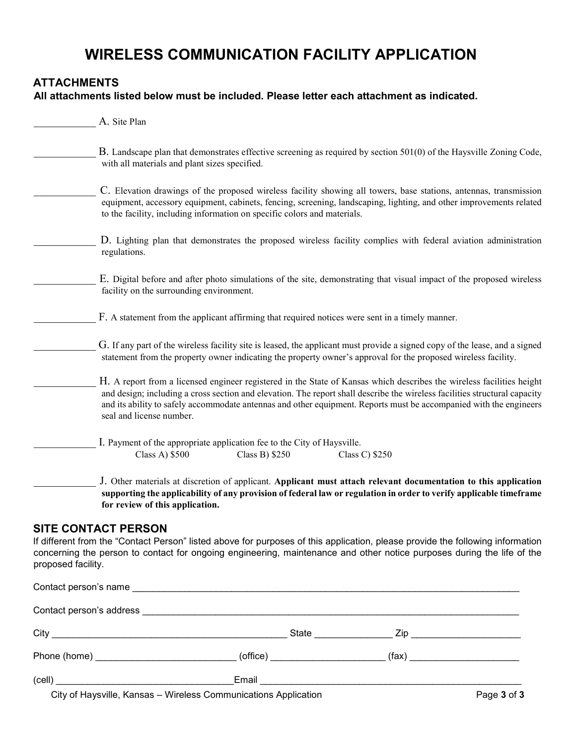# WIRELESS COMMUNICATION FACILITY APPLICATION

## ATTACHMENTS

**All attachments listed below must be included. Please letter each attachment as indicated.**

____________ A. Site Plan

____________ B. Landscape plan that demonstrates effective screening as required by section 501(0) of the Haysville Zoning Code, with all materials and plant sizes specified.

____________ C. Elevation drawings of the proposed wireless facility showing all towers, base stations, antennas, transmission equipment, accessory equipment, cabinets, fencing, screening, landscaping, lighting, and other improvements related to the facility, including information on specific colors and materials.

____________ D. Lighting plan that demonstrates the proposed wireless facility complies with federal aviation administration regulations.

____________ E. Digital before and after photo simulations of the site, demonstrating that visual impact of the proposed wireless facility on the surrounding environment.

____________ F. A statement from the applicant affirming that required notices were sent in a timely manner.

____________ G. If any part of the wireless facility site is leased, the applicant must provide a signed copy of the lease, and a signed statement from the property owner indicating the property owner's approval for the proposed wireless facility.

____________ H. A report from a licensed engineer registered in the State of Kansas which describes the wireless facilities height and design; including a cross section and elevation. The report shall describe the wireless facilities structural capacity and its ability to safely accommodate antennas and other equipment. Reports must be accompanied with the engineers seal and license number.

____________ I. Payment of the appropriate application fee to the City of Haysville.
Class A) $500 Class B) $250 Class C) $250

____________ J. Other materials at discretion of applicant. **Applicant must attach relevant documentation to this application supporting the applicability of any provision of federal law or regulation in order to verify applicable timeframe for review of this application.**

## SITE CONTACT PERSON

If different from the "Contact Person" listed above for purposes of this application, please provide the following information concerning the person to contact for ongoing engineering, maintenance and other notice purposes during the life of the proposed facility.

Contact person's name ____________________________________________

Contact person's address ____________________________________________

City ______________________ State ______________ Zip ____________________

Phone (home) ______________________ (office) ____________________ (fax) ____________________

(cell) ______________________________Email ____________________________________________